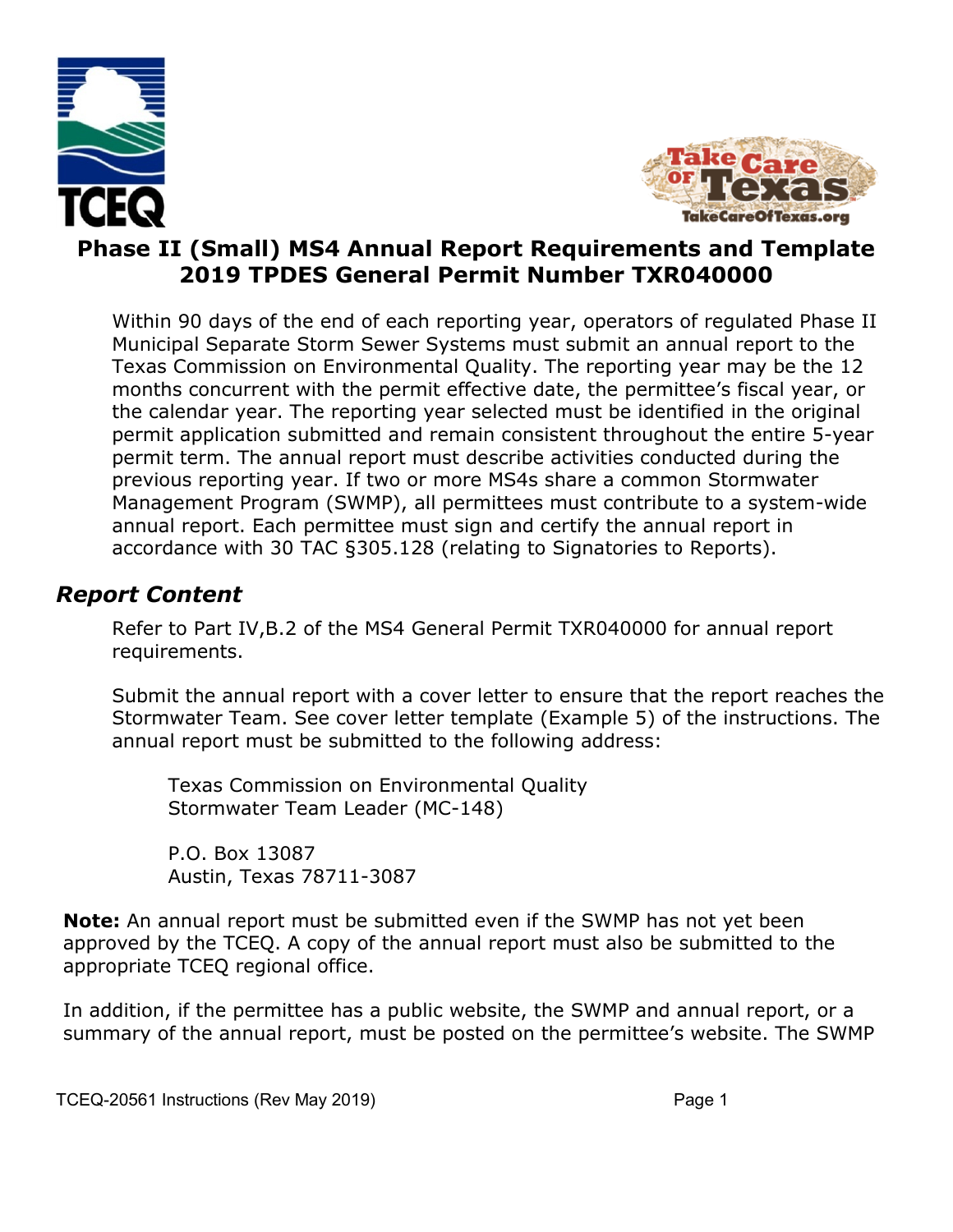# Phase II (Small) MS4 Annual Report Requirements and Template 2019 TPDES General Permit Number TXR040000

Within 90 days of the end of each reporting year, operators of regulated Phase II Municipal Separate Storm Sewer Systems must submit an annual report to the Texas Commission on Environmental Quality. The reporting year may be the 12 months concurrent with the permit effective date, the permittee's fiscal year, or the calendar year. The reporting year selected must be identified in the original permit application submitted and remain consistent throughout the entire 5-year permit term. The annual report must describe activities conducted during the previous reporting year. If two or more MS4s share a common Stormwater Management Program (SWMP), all permittees must contribute to a system-wide annual report. Each permittee must sign and certify the annual report in accordance with 30 TAC §305.128 (relating to Signatories to Reports).

## *Report Content*

Refer to Part IV,B.2 of the MS4 General Permit TXR040000 for annual report requirements.

Submit the annual report with a cover letter to ensure that the report reaches the Stormwater Team. See cover letter template (Example 5) of the instructions. The annual report must be submitted to the following address:

Texas Commission on Environmental Quality
Stormwater Team Leader (MC-148)

P.O. Box 13087
Austin, Texas 78711-3087

**Note:** An annual report must be submitted even if the SWMP has not yet been approved by the TCEQ. A copy of the annual report must also be submitted to the appropriate TCEQ regional office.

In addition, if the permittee has a public website, the SWMP and annual report, or a summary of the annual report, must be posted on the permittee's website. The SWMP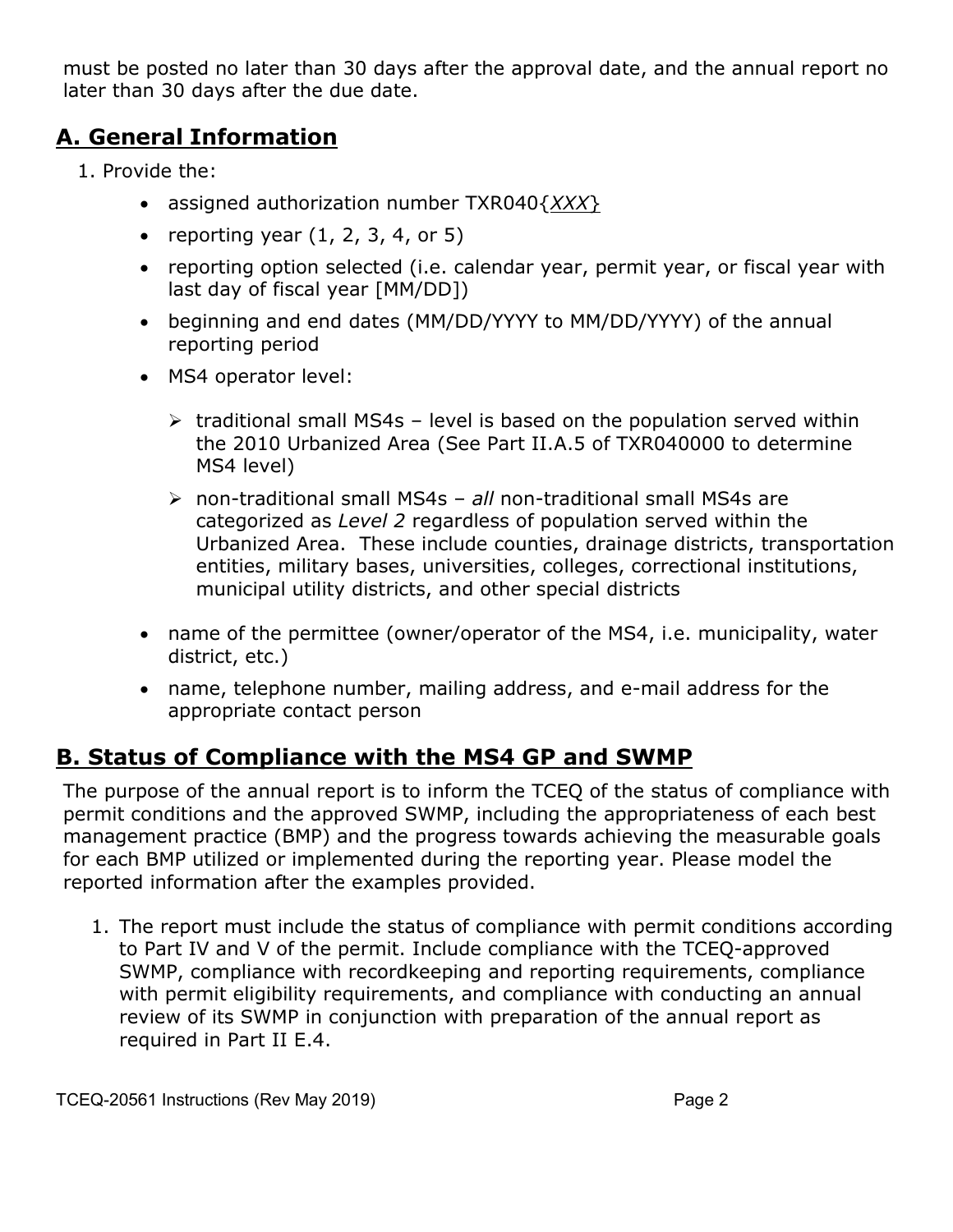must be posted no later than 30 days after the approval date, and the annual report no later than 30 days after the due date.

## A. General Information

1. Provide the:
   - assigned authorization number TXR040{*XXX*}
   - reporting year (1, 2, 3, 4, or 5)
   - reporting option selected (i.e. calendar year, permit year, or fiscal year with last day of fiscal year [MM/DD])
   - beginning and end dates (MM/DD/YYYY to MM/DD/YYYY) of the annual reporting period
   - MS4 operator level:
     - traditional small MS4s – level is based on the population served within the 2010 Urbanized Area (See Part II.A.5 of TXR040000 to determine MS4 level)
     - non-traditional small MS4s – *all* non-traditional small MS4s are categorized as *Level 2* regardless of population served within the Urbanized Area. These include counties, drainage districts, transportation entities, military bases, universities, colleges, correctional institutions, municipal utility districts, and other special districts
   - name of the permittee (owner/operator of the MS4, i.e. municipality, water district, etc.)
   - name, telephone number, mailing address, and e-mail address for the appropriate contact person

## B. Status of Compliance with the MS4 GP and SWMP

The purpose of the annual report is to inform the TCEQ of the status of compliance with permit conditions and the approved SWMP, including the appropriateness of each best management practice (BMP) and the progress towards achieving the measurable goals for each BMP utilized or implemented during the reporting year. Please model the reported information after the examples provided.

1. The report must include the status of compliance with permit conditions according to Part IV and V of the permit. Include compliance with the TCEQ-approved SWMP, compliance with recordkeeping and reporting requirements, compliance with permit eligibility requirements, and compliance with conducting an annual review of its SWMP in conjunction with preparation of the annual report as required in Part II E.4.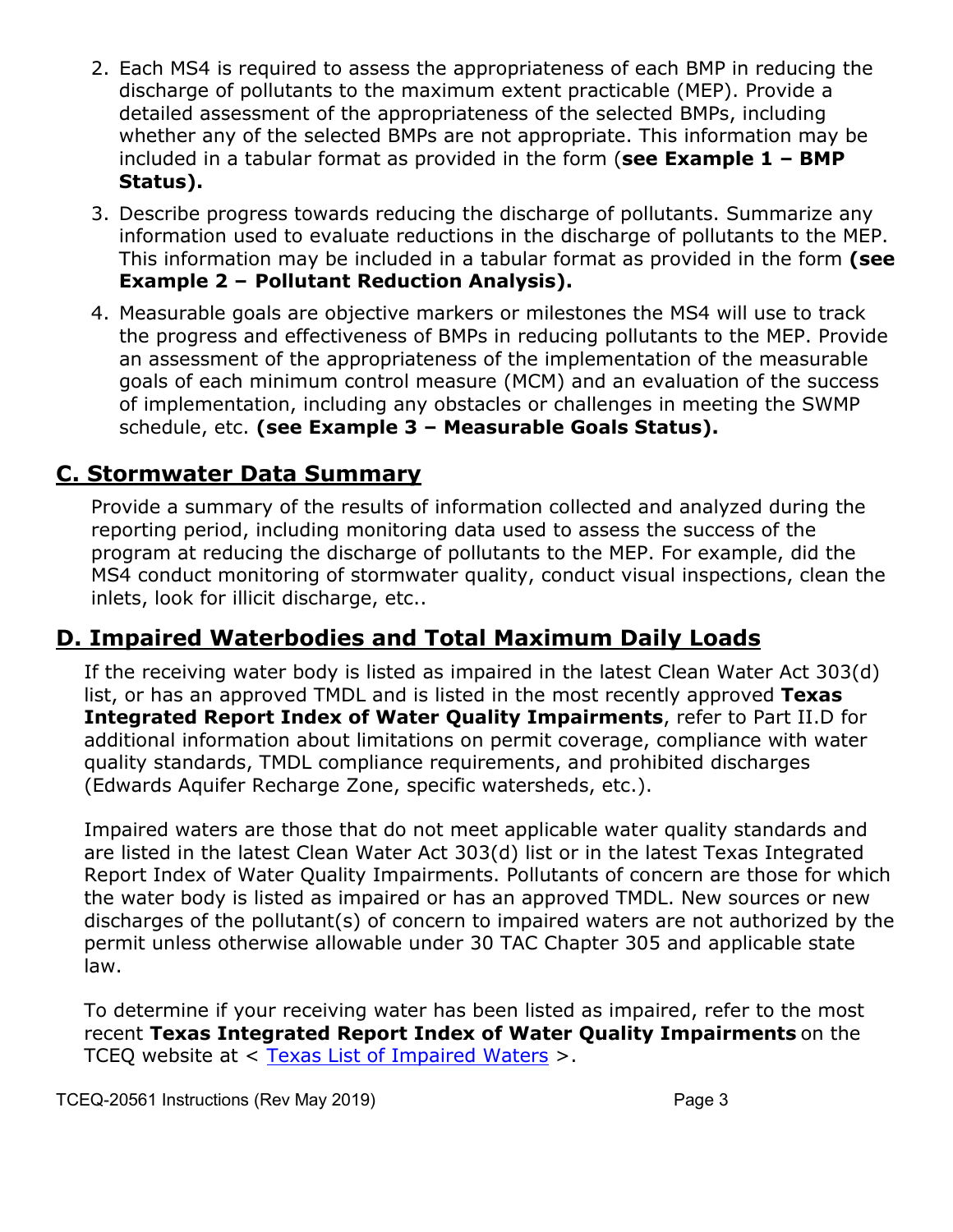2. Each MS4 is required to assess the appropriateness of each BMP in reducing the discharge of pollutants to the maximum extent practicable (MEP). Provide a detailed assessment of the appropriateness of the selected BMPs, including whether any of the selected BMPs are not appropriate. This information may be included in a tabular format as provided in the form (**see Example 1 – BMP Status).**
3. Describe progress towards reducing the discharge of pollutants. Summarize any information used to evaluate reductions in the discharge of pollutants to the MEP. This information may be included in a tabular format as provided in the form **(see Example 2 – Pollutant Reduction Analysis).**
4. Measurable goals are objective markers or milestones the MS4 will use to track the progress and effectiveness of BMPs in reducing pollutants to the MEP. Provide an assessment of the appropriateness of the implementation of the measurable goals of each minimum control measure (MCM) and an evaluation of the success of implementation, including any obstacles or challenges in meeting the SWMP schedule, etc. **(see Example 3 – Measurable Goals Status).**

## C. Stormwater Data Summary

Provide a summary of the results of information collected and analyzed during the reporting period, including monitoring data used to assess the success of the program at reducing the discharge of pollutants to the MEP. For example, did the MS4 conduct monitoring of stormwater quality, conduct visual inspections, clean the inlets, look for illicit discharge, etc..

## D. Impaired Waterbodies and Total Maximum Daily Loads

If the receiving water body is listed as impaired in the latest Clean Water Act 303(d) list, or has an approved TMDL and is listed in the most recently approved **Texas Integrated Report Index of Water Quality Impairments**, refer to Part II.D for additional information about limitations on permit coverage, compliance with water quality standards, TMDL compliance requirements, and prohibited discharges (Edwards Aquifer Recharge Zone, specific watersheds, etc.).

Impaired waters are those that do not meet applicable water quality standards and are listed in the latest Clean Water Act 303(d) list or in the latest Texas Integrated Report Index of Water Quality Impairments. Pollutants of concern are those for which the water body is listed as impaired or has an approved TMDL. New sources or new discharges of the pollutant(s) of concern to impaired waters are not authorized by the permit unless otherwise allowable under 30 TAC Chapter 305 and applicable state law.

To determine if your receiving water has been listed as impaired, refer to the most recent **Texas Integrated Report Index of Water Quality Impairments** on the TCEQ website at < Texas List of Impaired Waters >.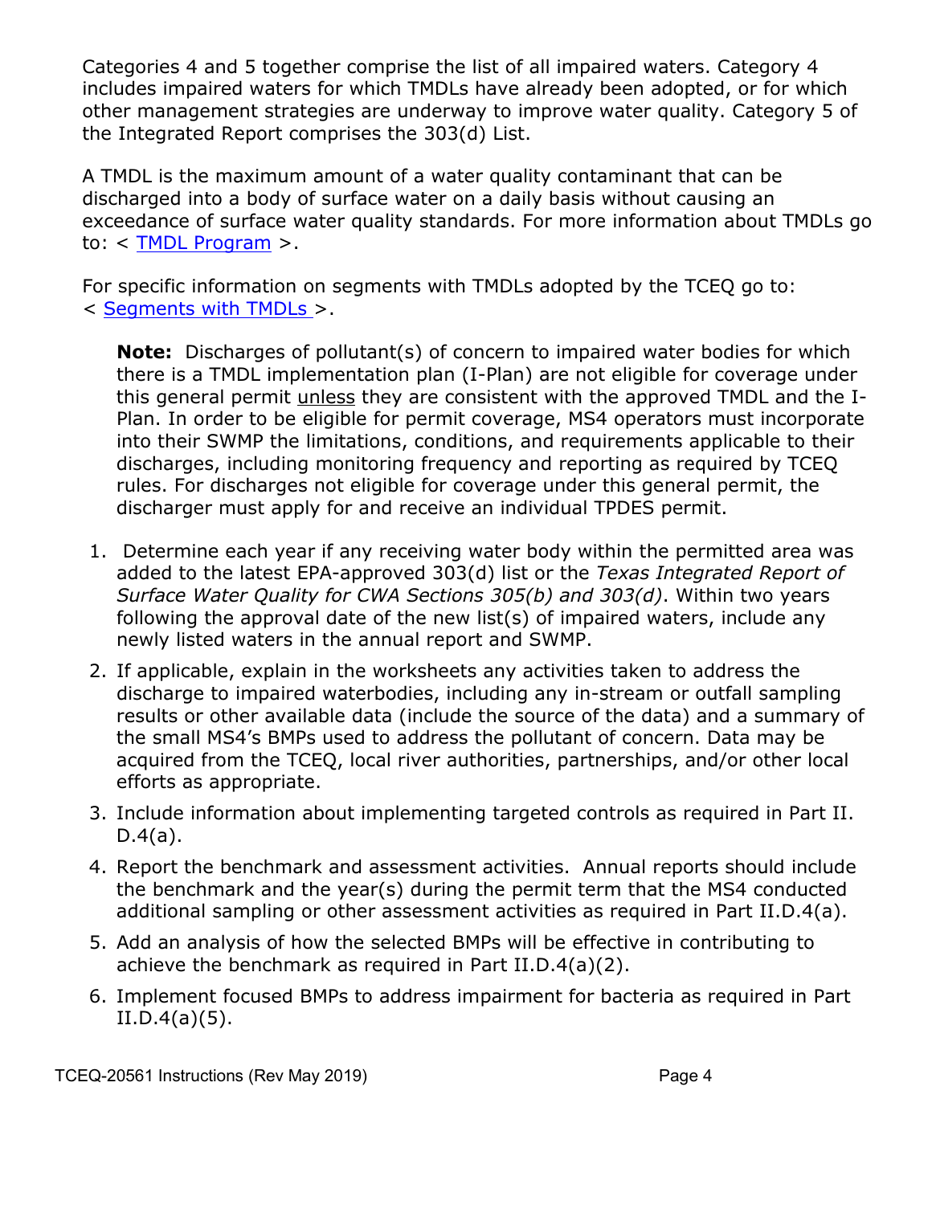Categories 4 and 5 together comprise the list of all impaired waters. Category 4 includes impaired waters for which TMDLs have already been adopted, or for which other management strategies are underway to improve water quality. Category 5 of the Integrated Report comprises the 303(d) List.

A TMDL is the maximum amount of a water quality contaminant that can be discharged into a body of surface water on a daily basis without causing an exceedance of surface water quality standards. For more information about TMDLs go to: < TMDL Program >.

For specific information on segments with TMDLs adopted by the TCEQ go to: < Segments with TMDLs >.

> **Note:** Discharges of pollutant(s) of concern to impaired water bodies for which there is a TMDL implementation plan (I-Plan) are not eligible for coverage under this general permit unless they are consistent with the approved TMDL and the I-Plan. In order to be eligible for permit coverage, MS4 operators must incorporate into their SWMP the limitations, conditions, and requirements applicable to their discharges, including monitoring frequency and reporting as required by TCEQ rules. For discharges not eligible for coverage under this general permit, the discharger must apply for and receive an individual TPDES permit.

1. Determine each year if any receiving water body within the permitted area was added to the latest EPA-approved 303(d) list or the *Texas Integrated Report of Surface Water Quality for CWA Sections 305(b) and 303(d)*. Within two years following the approval date of the new list(s) of impaired waters, include any newly listed waters in the annual report and SWMP.
2. If applicable, explain in the worksheets any activities taken to address the discharge to impaired waterbodies, including any in-stream or outfall sampling results or other available data (include the source of the data) and a summary of the small MS4's BMPs used to address the pollutant of concern. Data may be acquired from the TCEQ, local river authorities, partnerships, and/or other local efforts as appropriate.
3. Include information about implementing targeted controls as required in Part II. D.4(a).
4. Report the benchmark and assessment activities. Annual reports should include the benchmark and the year(s) during the permit term that the MS4 conducted additional sampling or other assessment activities as required in Part II.D.4(a).
5. Add an analysis of how the selected BMPs will be effective in contributing to achieve the benchmark as required in Part II.D.4(a)(2).
6. Implement focused BMPs to address impairment for bacteria as required in Part II.D.4(a)(5).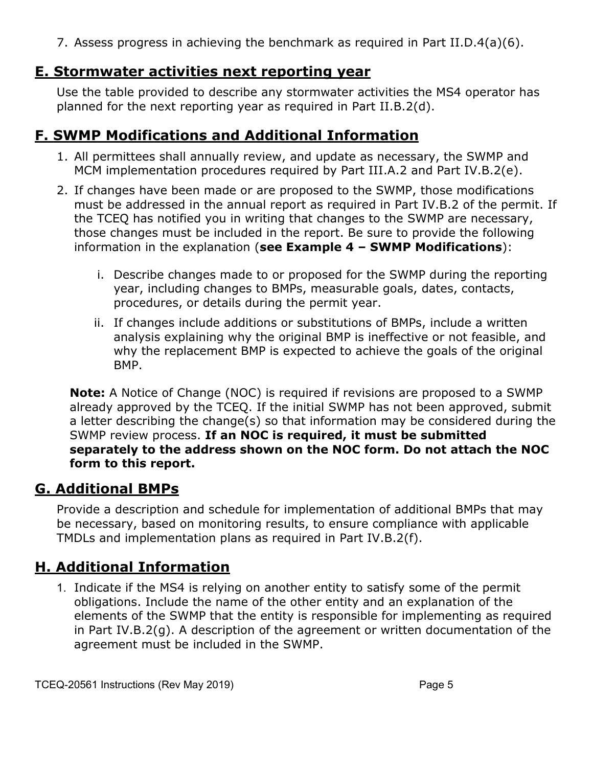7. Assess progress in achieving the benchmark as required in Part II.D.4(a)(6).

## E. Stormwater activities next reporting year

Use the table provided to describe any stormwater activities the MS4 operator has planned for the next reporting year as required in Part II.B.2(d).

## F. SWMP Modifications and Additional Information

1. All permittees shall annually review, and update as necessary, the SWMP and MCM implementation procedures required by Part III.A.2 and Part IV.B.2(e).
2. If changes have been made or are proposed to the SWMP, those modifications must be addressed in the annual report as required in Part IV.B.2 of the permit. If the TCEQ has notified you in writing that changes to the SWMP are necessary, those changes must be included in the report. Be sure to provide the following information in the explanation (**see Example 4 – SWMP Modifications**):

    i. Describe changes made to or proposed for the SWMP during the reporting year, including changes to BMPs, measurable goals, dates, contacts, procedures, or details during the permit year.

    ii. If changes include additions or substitutions of BMPs, include a written analysis explaining why the original BMP is ineffective or not feasible, and why the replacement BMP is expected to achieve the goals of the original BMP.

**Note:** A Notice of Change (NOC) is required if revisions are proposed to a SWMP already approved by the TCEQ. If the initial SWMP has not been approved, submit a letter describing the change(s) so that information may be considered during the SWMP review process. **If an NOC is required, it must be submitted separately to the address shown on the NOC form. Do not attach the NOC form to this report.**

## G. Additional BMPs

Provide a description and schedule for implementation of additional BMPs that may be necessary, based on monitoring results, to ensure compliance with applicable TMDLs and implementation plans as required in Part IV.B.2(f).

## H. Additional Information

1. Indicate if the MS4 is relying on another entity to satisfy some of the permit obligations. Include the name of the other entity and an explanation of the elements of the SWMP that the entity is responsible for implementing as required in Part IV.B.2(g). A description of the agreement or written documentation of the agreement must be included in the SWMP.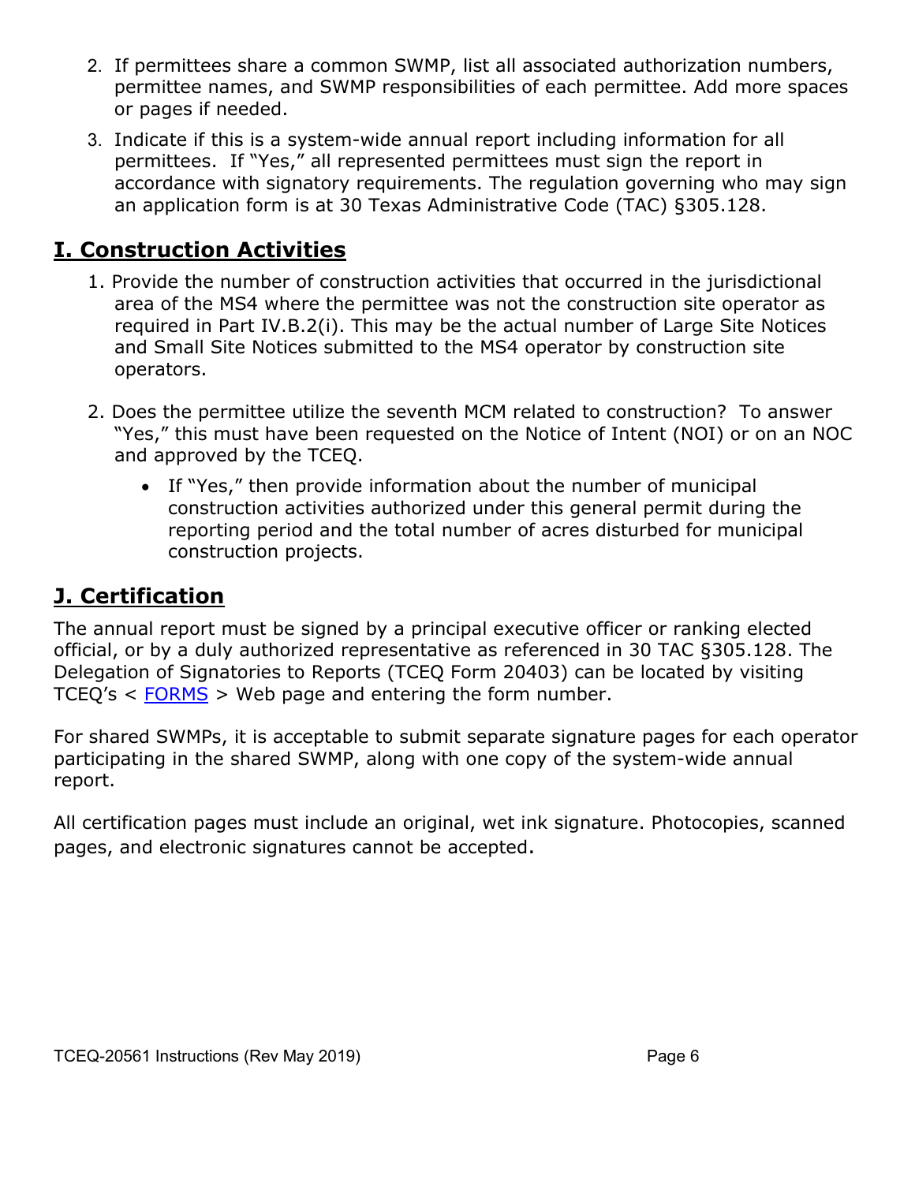2. If permittees share a common SWMP, list all associated authorization numbers, permittee names, and SWMP responsibilities of each permittee. Add more spaces or pages if needed.
3. Indicate if this is a system-wide annual report including information for all permittees. If "Yes," all represented permittees must sign the report in accordance with signatory requirements. The regulation governing who may sign an application form is at 30 Texas Administrative Code (TAC) §305.128.

## I. Construction Activities

1. Provide the number of construction activities that occurred in the jurisdictional area of the MS4 where the permittee was not the construction site operator as required in Part IV.B.2(i). This may be the actual number of Large Site Notices and Small Site Notices submitted to the MS4 operator by construction site operators.
2. Does the permittee utilize the seventh MCM related to construction? To answer "Yes," this must have been requested on the Notice of Intent (NOI) or on an NOC and approved by the TCEQ.
   - If "Yes," then provide information about the number of municipal construction activities authorized under this general permit during the reporting period and the total number of acres disturbed for municipal construction projects.

## J. Certification

The annual report must be signed by a principal executive officer or ranking elected official, or by a duly authorized representative as referenced in 30 TAC §305.128. The Delegation of Signatories to Reports (TCEQ Form 20403) can be located by visiting TCEQ's < FORMS > Web page and entering the form number.

For shared SWMPs, it is acceptable to submit separate signature pages for each operator participating in the shared SWMP, along with one copy of the system-wide annual report.

All certification pages must include an original, wet ink signature. Photocopies, scanned pages, and electronic signatures cannot be accepted.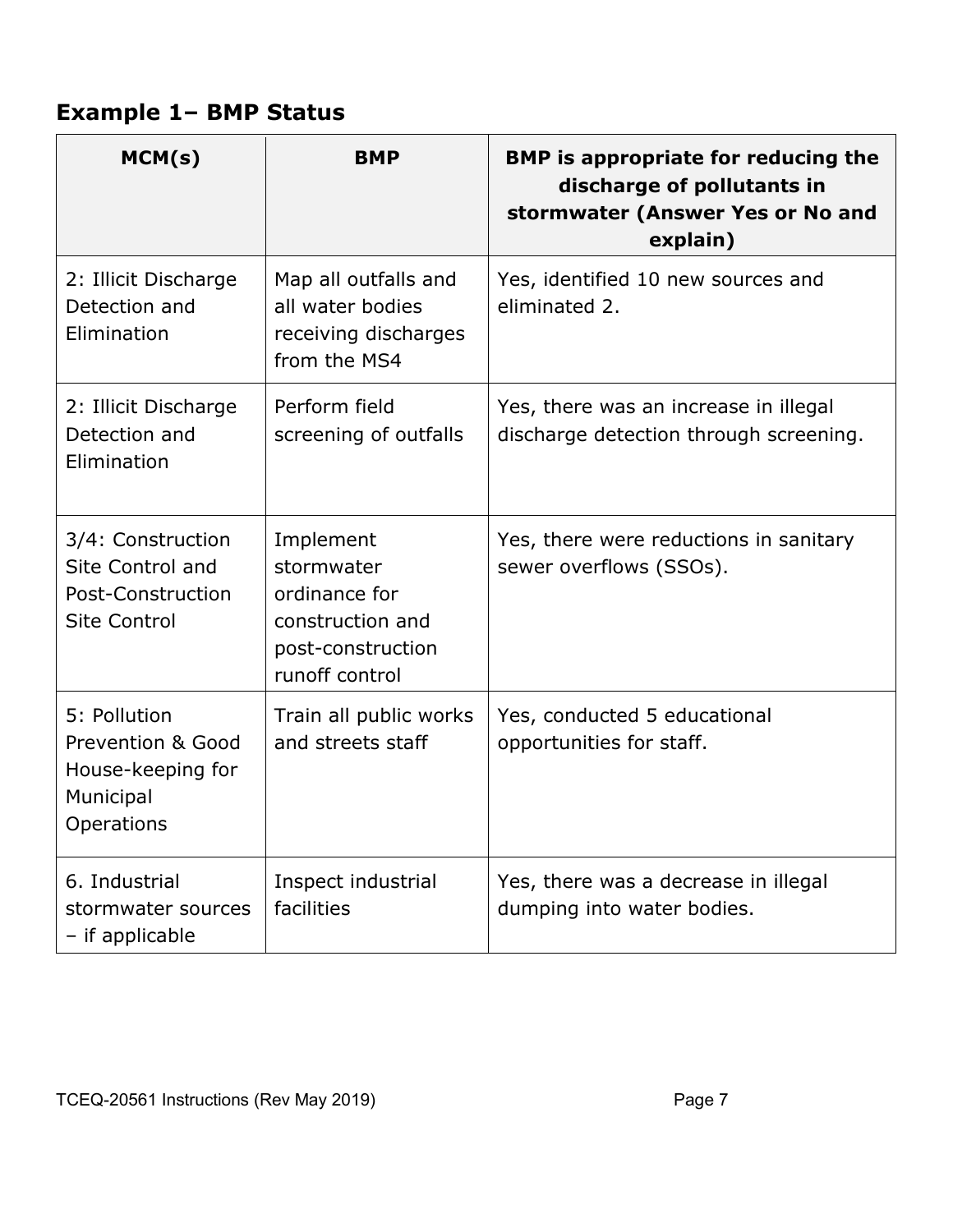## Example 1– BMP Status

| MCM(s) | BMP | BMP is appropriate for reducing the discharge of pollutants in stormwater (Answer Yes or No and explain) |
|---|---|---|
| 2: Illicit Discharge Detection and Elimination | Map all outfalls and all water bodies receiving discharges from the MS4 | Yes, identified 10 new sources and eliminated 2. |
| 2: Illicit Discharge Detection and Elimination | Perform field screening of outfalls | Yes, there was an increase in illegal discharge detection through screening. |
| 3/4: Construction Site Control and Post-Construction Site Control | Implement stormwater ordinance for construction and post-construction runoff control | Yes, there were reductions in sanitary sewer overflows (SSOs). |
| 5: Pollution Prevention & Good House-keeping for Municipal Operations | Train all public works and streets staff | Yes, conducted 5 educational opportunities for staff. |
| 6. Industrial stormwater sources – if applicable | Inspect industrial facilities | Yes, there was a decrease in illegal dumping into water bodies. |

TCEQ-20561 Instructions (Rev May 2019)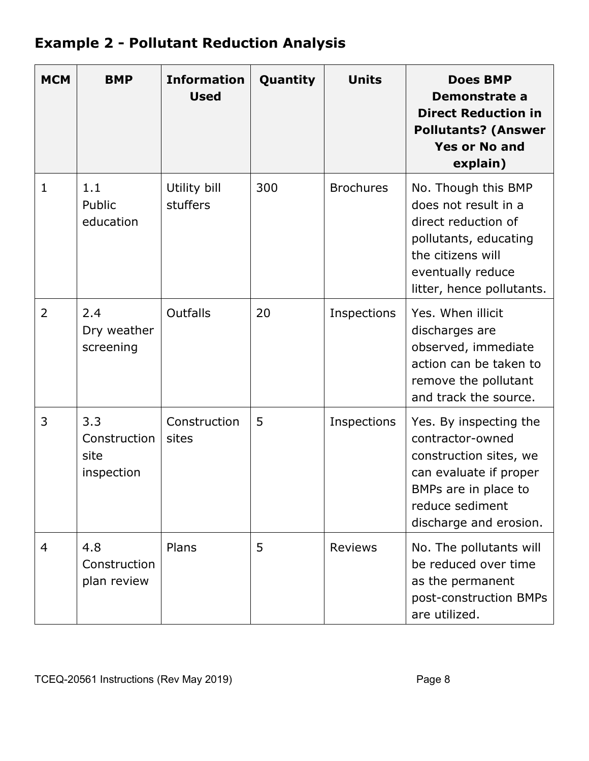## Example 2 - Pollutant Reduction Analysis

| MCM | BMP | Information Used | Quantity | Units | Does BMP Demonstrate a Direct Reduction in Pollutants? (Answer Yes or No and explain) |
|---|---|---|---|---|---|
| 1 | 1.1 Public education | Utility bill stuffers | 300 | Brochures | No. Though this BMP does not result in a direct reduction of pollutants, educating the citizens will eventually reduce litter, hence pollutants. |
| 2 | 2.4 Dry weather screening | Outfalls | 20 | Inspections | Yes. When illicit discharges are observed, immediate action can be taken to remove the pollutant and track the source. |
| 3 | 3.3 Construction site inspection | Construction sites | 5 | Inspections | Yes. By inspecting the contractor-owned construction sites, we can evaluate if proper BMPs are in place to reduce sediment discharge and erosion. |
| 4 | 4.8 Construction plan review | Plans | 5 | Reviews | No. The pollutants will be reduced over time as the permanent post-construction BMPs are utilized. |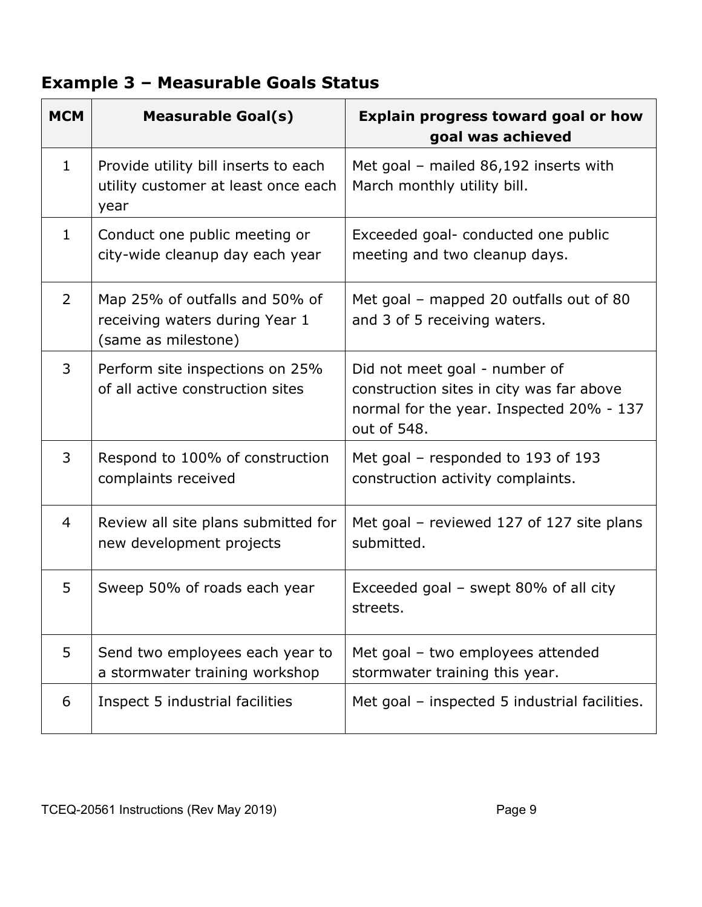## Example 3 – Measurable Goals Status

| MCM | Measurable Goal(s) | Explain progress toward goal or how goal was achieved |
| --- | --- | --- |
| 1 | Provide utility bill inserts to each utility customer at least once each year | Met goal – mailed 86,192 inserts with March monthly utility bill. |
| 1 | Conduct one public meeting or city-wide cleanup day each year | Exceeded goal- conducted one public meeting and two cleanup days. |
| 2 | Map 25% of outfalls and 50% of receiving waters during Year 1 (same as milestone) | Met goal – mapped 20 outfalls out of 80 and 3 of 5 receiving waters. |
| 3 | Perform site inspections on 25% of all active construction sites | Did not meet goal - number of construction sites in city was far above normal for the year. Inspected 20% - 137 out of 548. |
| 3 | Respond to 100% of construction complaints received | Met goal – responded to 193 of 193 construction activity complaints. |
| 4 | Review all site plans submitted for new development projects | Met goal – reviewed 127 of 127 site plans submitted. |
| 5 | Sweep 50% of roads each year | Exceeded goal – swept 80% of all city streets. |
| 5 | Send two employees each year to a stormwater training workshop | Met goal – two employees attended stormwater training this year. |
| 6 | Inspect 5 industrial facilities | Met goal – inspected 5 industrial facilities. |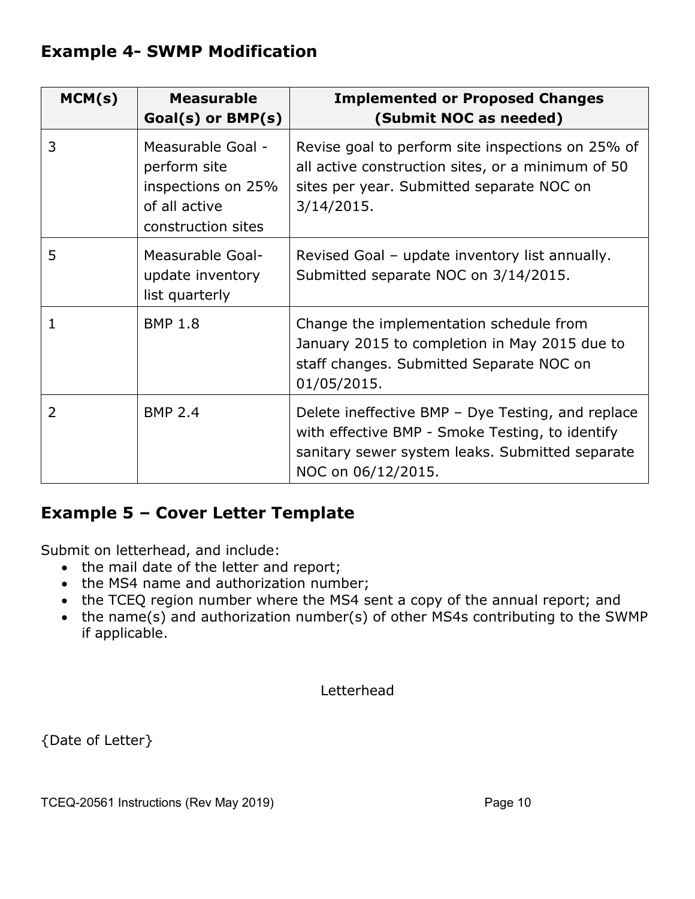## Example 4- SWMP Modification

| MCM(s) | Measurable Goal(s) or BMP(s) | Implemented or Proposed Changes (Submit NOC as needed) |
|---|---|---|
| 3 | Measurable Goal - perform site inspections on 25% of all active construction sites | Revise goal to perform site inspections on 25% of all active construction sites, or a minimum of 50 sites per year. Submitted separate NOC on 3/14/2015. |
| 5 | Measurable Goal- update inventory list quarterly | Revised Goal – update inventory list annually. Submitted separate NOC on 3/14/2015. |
| 1 | BMP 1.8 | Change the implementation schedule from January 2015 to completion in May 2015 due to staff changes. Submitted Separate NOC on 01/05/2015. |
| 2 | BMP 2.4 | Delete ineffective BMP – Dye Testing, and replace with effective BMP - Smoke Testing, to identify sanitary sewer system leaks. Submitted separate NOC on 06/12/2015. |

## Example 5 – Cover Letter Template

Submit on letterhead, and include:

- the mail date of the letter and report;
- the MS4 name and authorization number;
- the TCEQ region number where the MS4 sent a copy of the annual report; and
- the name(s) and authorization number(s) of other MS4s contributing to the SWMP if applicable.

Letterhead

{Date of Letter}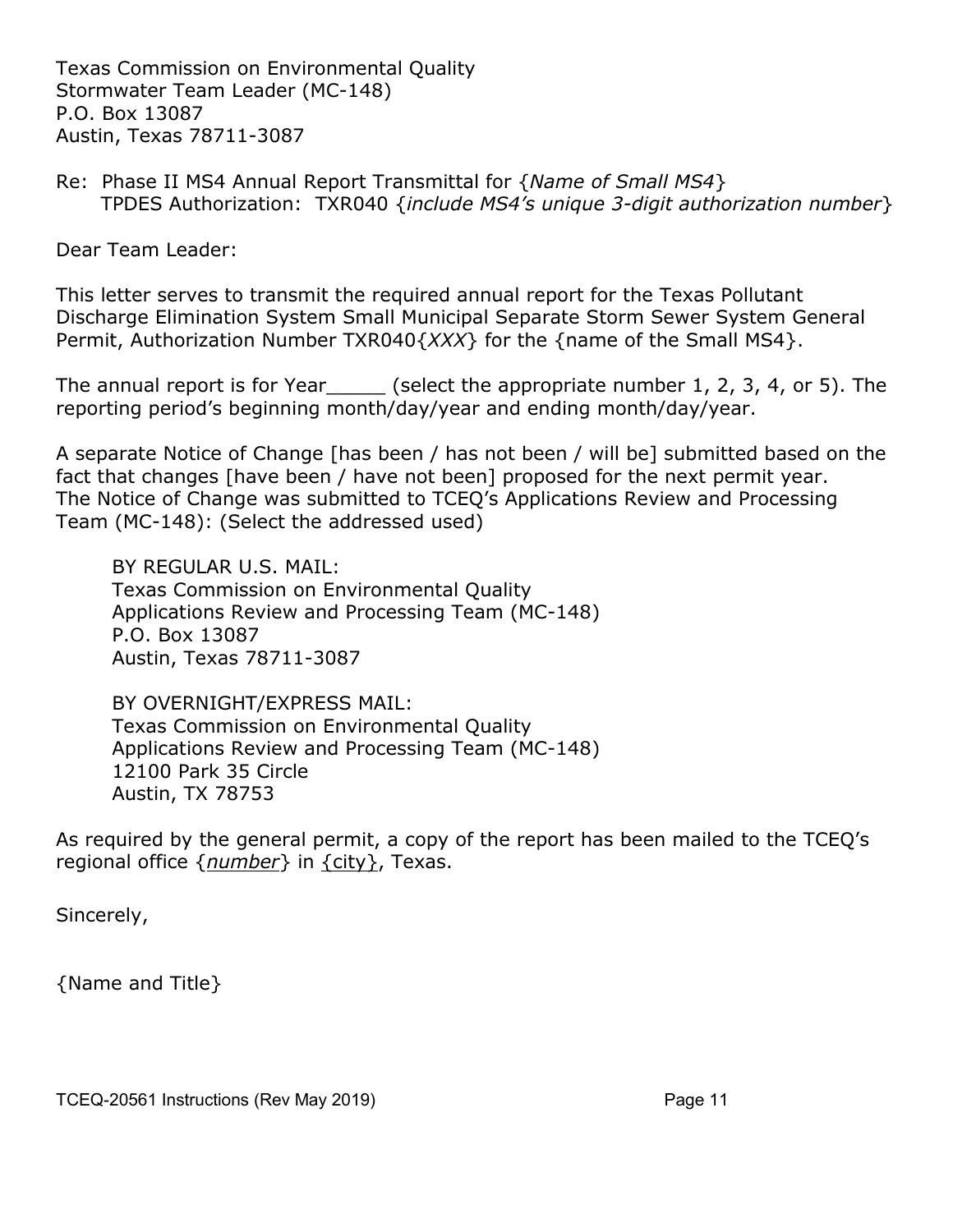Texas Commission on Environmental Quality
Stormwater Team Leader (MC-148)
P.O. Box 13087
Austin, Texas 78711-3087

Re: Phase II MS4 Annual Report Transmittal for {*Name of Small MS4*}
TPDES Authorization: TXR040 {*include MS4's unique 3-digit authorization number*}

Dear Team Leader:

This letter serves to transmit the required annual report for the Texas Pollutant Discharge Elimination System Small Municipal Separate Storm Sewer System General Permit, Authorization Number TXR040{*XXX*} for the {name of the Small MS4}.

The annual report is for Year_____ (select the appropriate number 1, 2, 3, 4, or 5). The reporting period's beginning month/day/year and ending month/day/year.

A separate Notice of Change [has been / has not been / will be] submitted based on the fact that changes [have been / have not been] proposed for the next permit year. The Notice of Change was submitted to TCEQ's Applications Review and Processing Team (MC-148): (Select the addressed used)

> BY REGULAR U.S. MAIL:
> Texas Commission on Environmental Quality
> Applications Review and Processing Team (MC-148)
> P.O. Box 13087
> Austin, Texas 78711-3087
>
> BY OVERNIGHT/EXPRESS MAIL:
> Texas Commission on Environmental Quality
> Applications Review and Processing Team (MC-148)
> 12100 Park 35 Circle
> Austin, TX 78753

As required by the general permit, a copy of the report has been mailed to the TCEQ's regional office {*number*} in {city}, Texas.

Sincerely,

{Name and Title}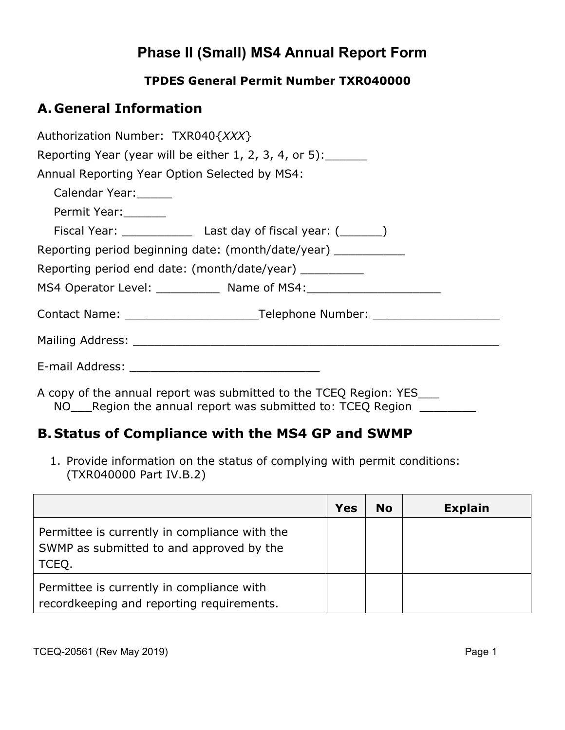# Phase II (Small) MS4 Annual Report Form

**TPDES General Permit Number TXR040000**

## A. General Information

Authorization Number: TXR040{*XXX*}

Reporting Year (year will be either 1, 2, 3, 4, or 5):______

Annual Reporting Year Option Selected by MS4:

Calendar Year:_____

Permit Year:______

Fiscal Year: __________ Last day of fiscal year: (______)

Reporting period beginning date: (month/date/year) __________

Reporting period end date: (month/date/year) _________

MS4 Operator Level: _________ Name of MS4:___________________

Contact Name: ___________________Telephone Number: __________________

Mailing Address: ______________________________________________________

E-mail Address: ____________________________

A copy of the annual report was submitted to the TCEQ Region: YES___ NO___Region the annual report was submitted to: TCEQ Region ________

## B. Status of Compliance with the MS4 GP and SWMP

1. Provide information on the status of complying with permit conditions: (TXR040000 Part IV.B.2)

| | Yes | No | Explain |
|---|---|---|---|
| Permittee is currently in compliance with the SWMP as submitted to and approved by the TCEQ. | | | |
| Permittee is currently in compliance with recordkeeping and reporting requirements. | | | |

TCEQ-20561 (Rev May 2019)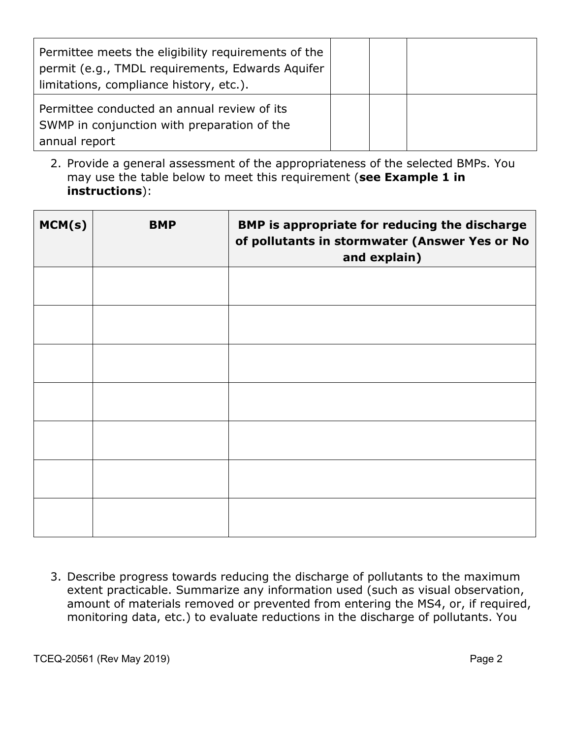| | | | |
|---|---|---|---|
| Permittee meets the eligibility requirements of the permit (e.g., TMDL requirements, Edwards Aquifer limitations, compliance history, etc.). | | | |
| Permittee conducted an annual review of its SWMP in conjunction with preparation of the annual report | | | |

2. Provide a general assessment of the appropriateness of the selected BMPs. You may use the table below to meet this requirement (**see Example 1 in instructions**):

| MCM(s) | BMP | BMP is appropriate for reducing the discharge of pollutants in stormwater (Answer Yes or No and explain) |
|---|---|---|
| | | |
| | | |
| | | |
| | | |
| | | |
| | | |
| | | |

3. Describe progress towards reducing the discharge of pollutants to the maximum extent practicable. Summarize any information used (such as visual observation, amount of materials removed or prevented from entering the MS4, or, if required, monitoring data, etc.) to evaluate reductions in the discharge of pollutants. You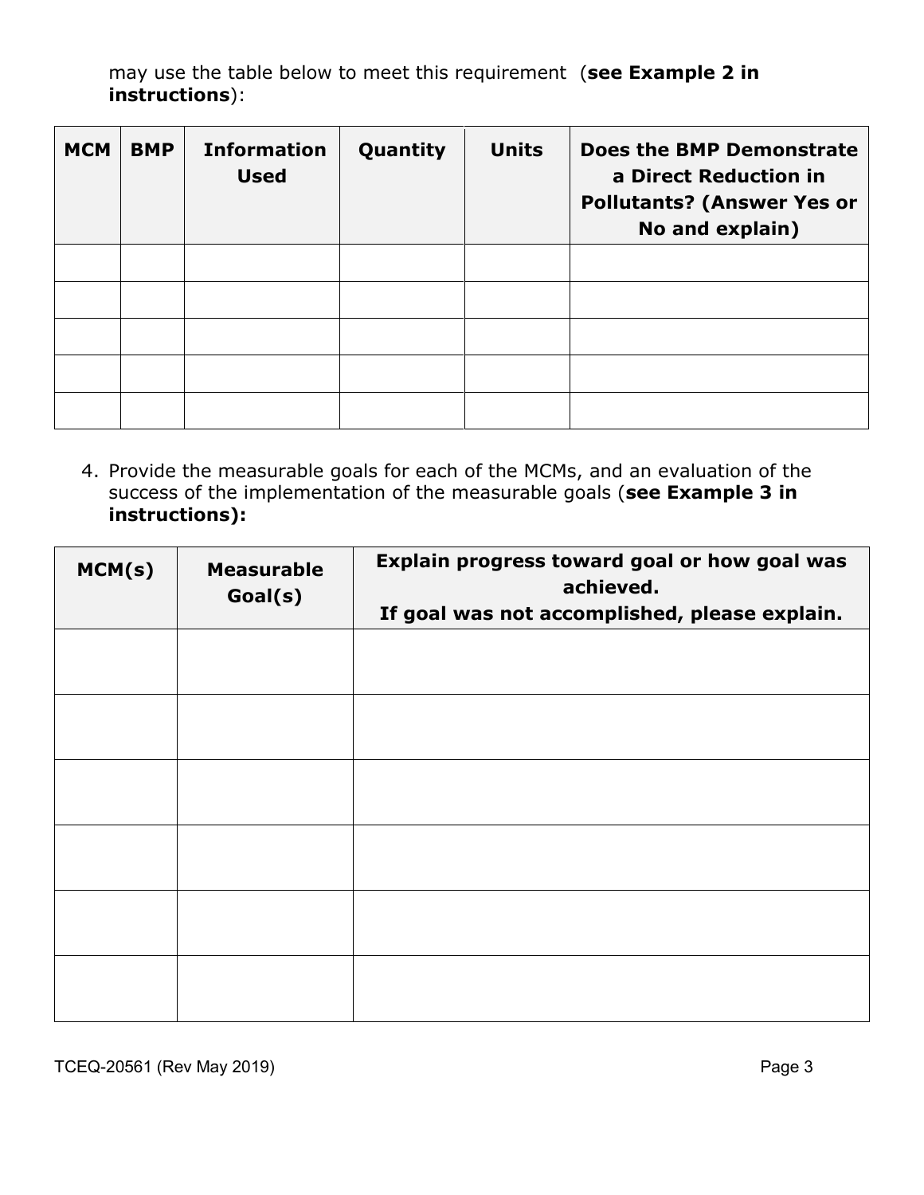may use the table below to meet this requirement (**see Example 2 in instructions**):

| MCM | BMP | Information Used | Quantity | Units | Does the BMP Demonstrate a Direct Reduction in Pollutants? (Answer Yes or No and explain) |
|---|---|---|---|---|---|
| | | | | | |
| | | | | | |
| | | | | | |
| | | | | | |
| | | | | | |

4. Provide the measurable goals for each of the MCMs, and an evaluation of the success of the implementation of the measurable goals (**see Example 3 in instructions):**

| MCM(s) | Measurable Goal(s) | Explain progress toward goal or how goal was achieved. If goal was not accomplished, please explain. |
|---|---|---|
| | | |
| | | |
| | | |
| | | |
| | | |
| | | |

TCEQ-20561 (Rev May 2019)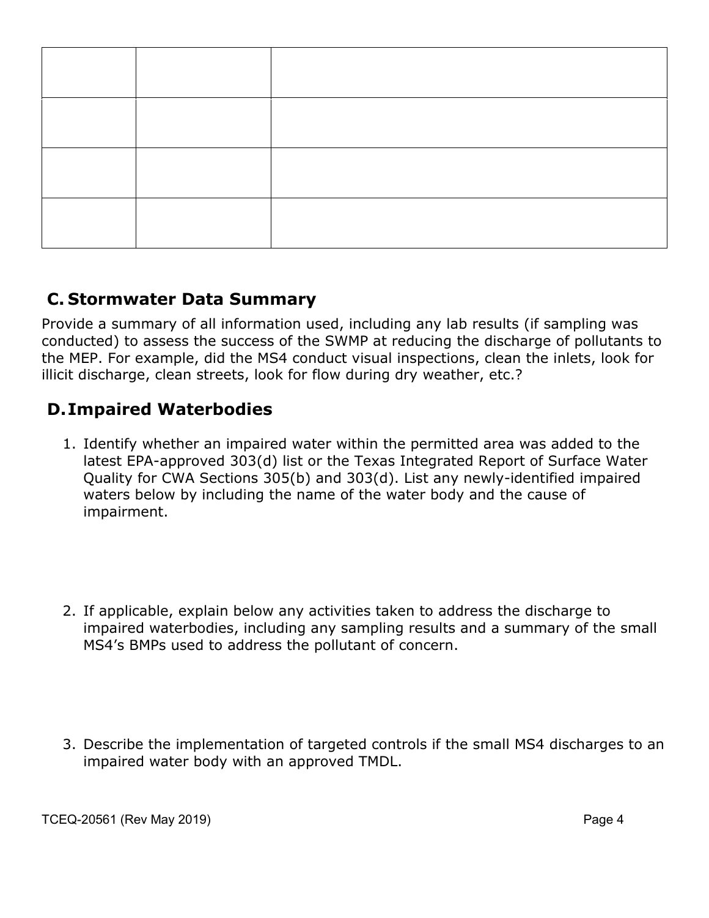| | | |
|---|---|---|
| | | |
| | | |
| | | |
| | | |

## C. Stormwater Data Summary

Provide a summary of all information used, including any lab results (if sampling was conducted) to assess the success of the SWMP at reducing the discharge of pollutants to the MEP. For example, did the MS4 conduct visual inspections, clean the inlets, look for illicit discharge, clean streets, look for flow during dry weather, etc.?

## D. Impaired Waterbodies

1. Identify whether an impaired water within the permitted area was added to the latest EPA-approved 303(d) list or the Texas Integrated Report of Surface Water Quality for CWA Sections 305(b) and 303(d). List any newly-identified impaired waters below by including the name of the water body and the cause of impairment.

2. If applicable, explain below any activities taken to address the discharge to impaired waterbodies, including any sampling results and a summary of the small MS4's BMPs used to address the pollutant of concern.

3. Describe the implementation of targeted controls if the small MS4 discharges to an impaired water body with an approved TMDL.

TCEQ-20561 (Rev May 2019)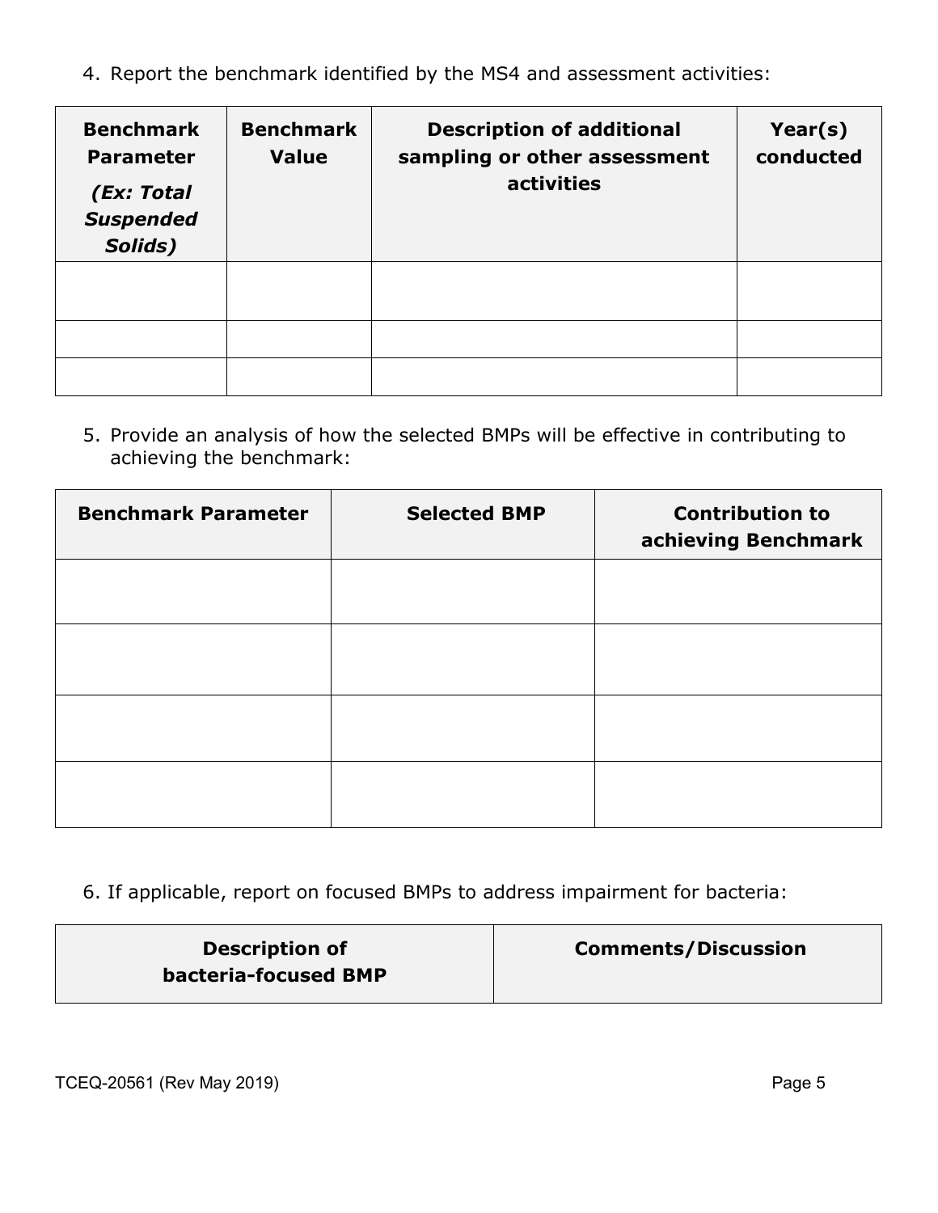4. Report the benchmark identified by the MS4 and assessment activities:

| **Benchmark Parameter** *(Ex: Total Suspended Solids)* | **Benchmark Value** | **Description of additional sampling or other assessment activities** | **Year(s) conducted** |
|---|---|---|---|
| | | | |
| | | | |
| | | | |

5. Provide an analysis of how the selected BMPs will be effective in contributing to achieving the benchmark:

| **Benchmark Parameter** | **Selected BMP** | **Contribution to achieving Benchmark** |
|---|---|---|
| | | |
| | | |
| | | |
| | | |

6. If applicable, report on focused BMPs to address impairment for bacteria:

| **Description of bacteria-focused BMP** | **Comments/Discussion** |
|---|---|

TCEQ-20561 (Rev May 2019)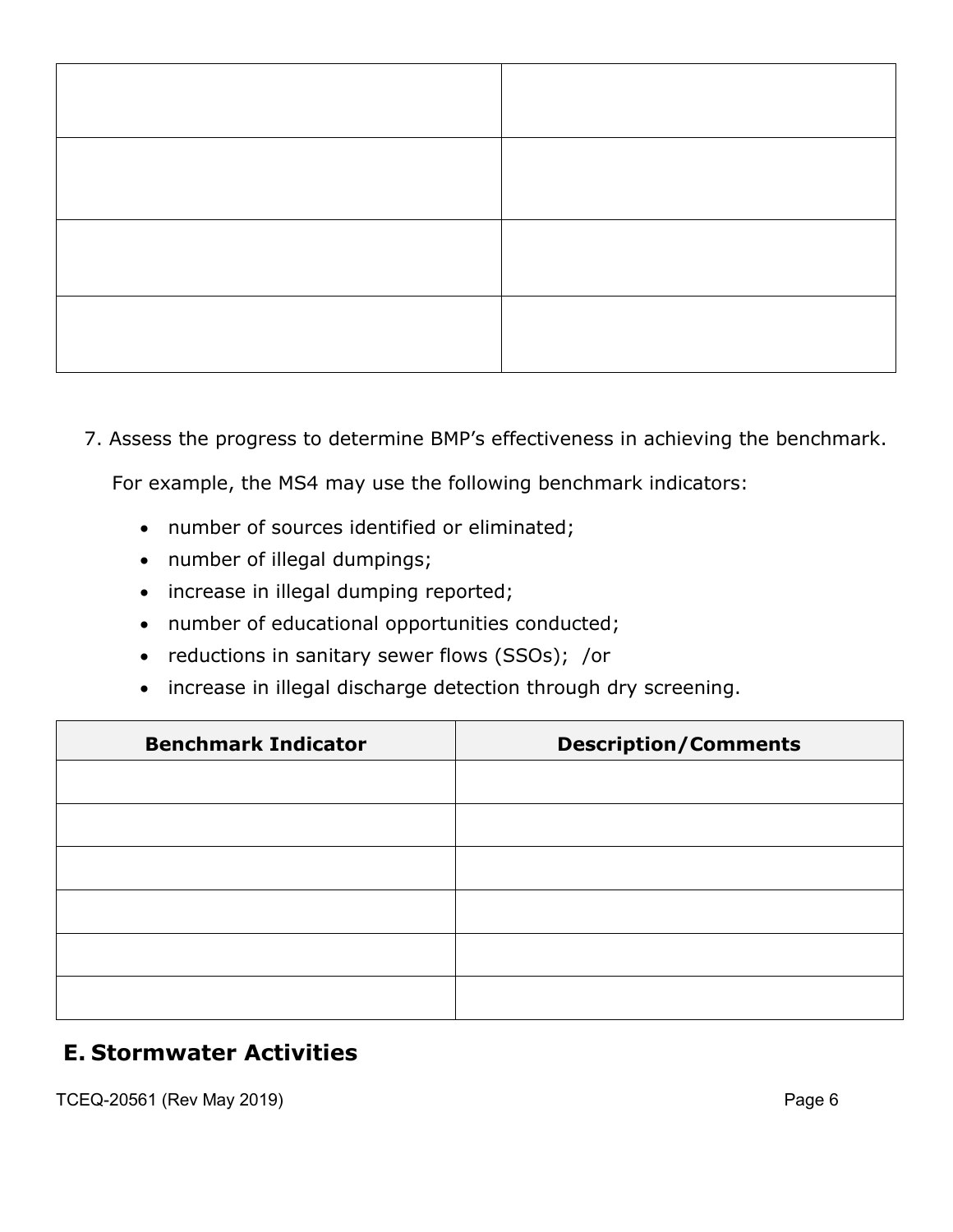| | |
|---|---|
| | |
| | |
| | |
| | |

7. Assess the progress to determine BMP's effectiveness in achieving the benchmark.

   For example, the MS4 may use the following benchmark indicators:

   - number of sources identified or eliminated;
   - number of illegal dumpings;
   - increase in illegal dumping reported;
   - number of educational opportunities conducted;
   - reductions in sanitary sewer flows (SSOs); /or
   - increase in illegal discharge detection through dry screening.

| Benchmark Indicator | Description/Comments |
|---|---|
| | |
| | |
| | |
| | |
| | |
| | |

## E. Stormwater Activities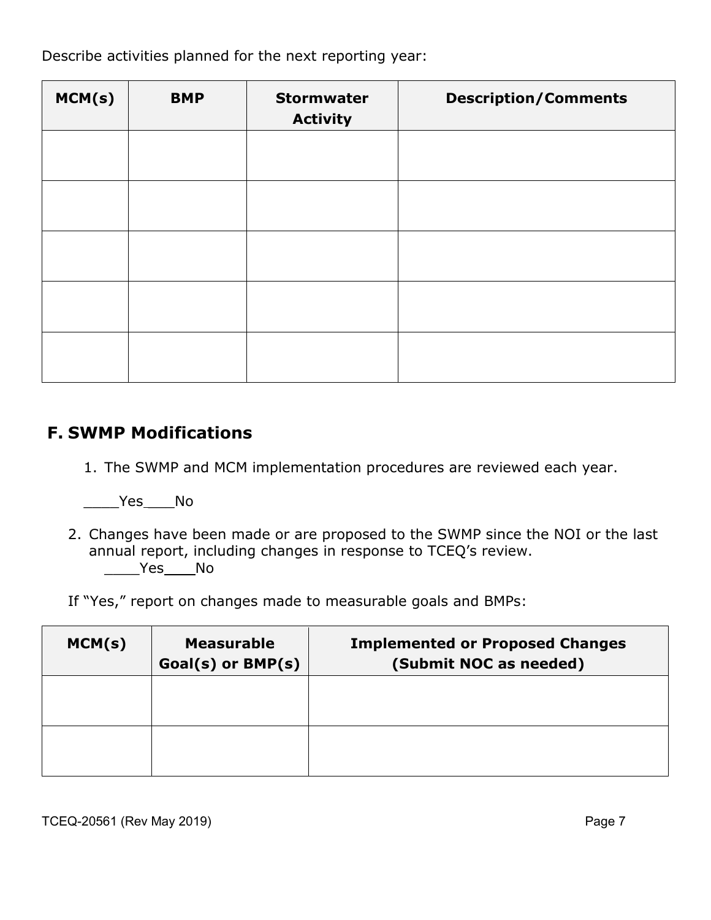Describe activities planned for the next reporting year:

| MCM(s) | BMP | Stormwater Activity | Description/Comments |
| --- | --- | --- | --- |
| | | | |
| | | | |
| | | | |
| | | | |
| | | | |

## F. SWMP Modifications

1. The SWMP and MCM implementation procedures are reviewed each year.

____Yes___No

2. Changes have been made or are proposed to the SWMP since the NOI or the last annual report, including changes in response to TCEQ's review.
____Yes___No

If "Yes," report on changes made to measurable goals and BMPs:

| MCM(s) | Measurable Goal(s) or BMP(s) | Implemented or Proposed Changes (Submit NOC as needed) |
| --- | --- | --- |
| | | |
| | | |

TCEQ-20561 (Rev May 2019)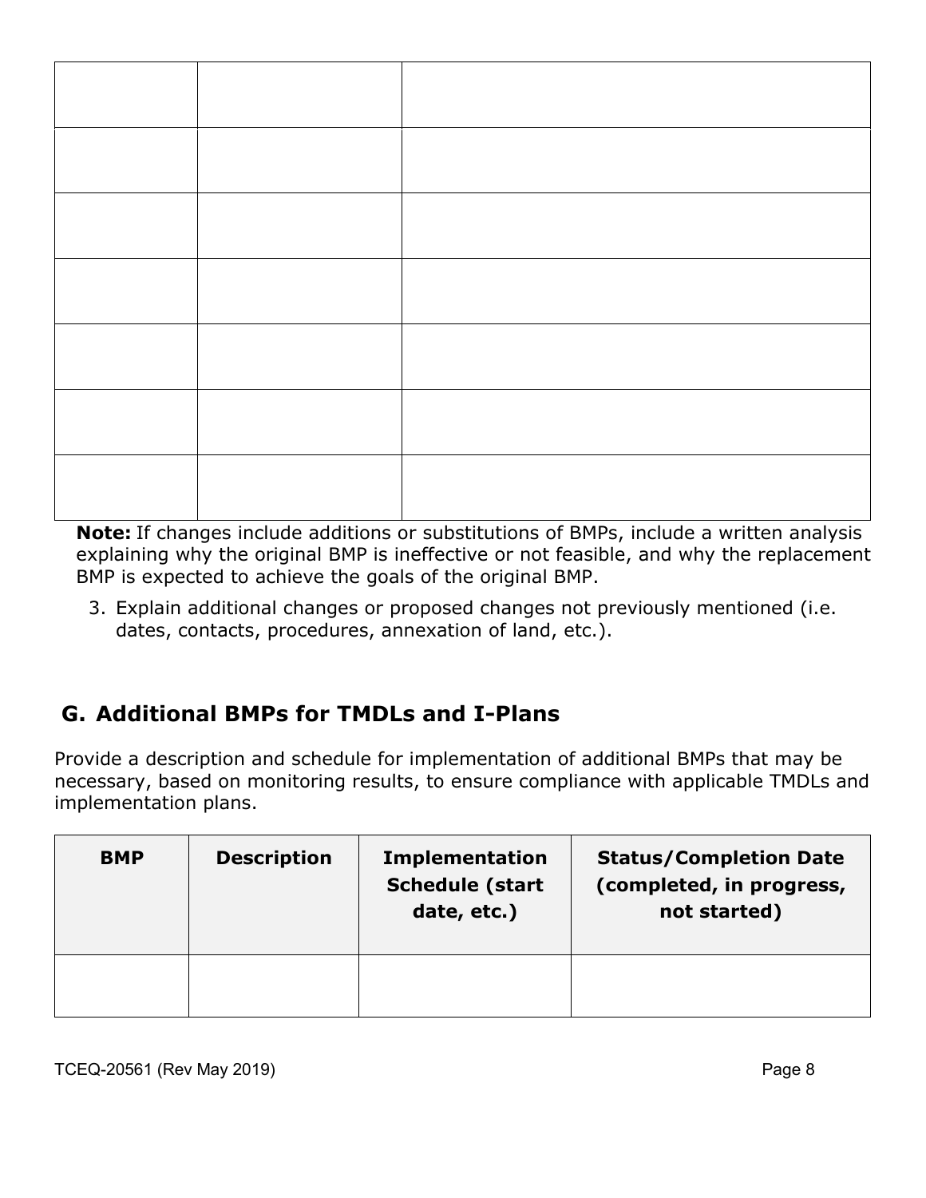| | | |
|---|---|---|
| | | |
| | | |
| | | |
| | | |
| | | |
| | | |
| | | |

**Note:** If changes include additions or substitutions of BMPs, include a written analysis explaining why the original BMP is ineffective or not feasible, and why the replacement BMP is expected to achieve the goals of the original BMP.

3. Explain additional changes or proposed changes not previously mentioned (i.e. dates, contacts, procedures, annexation of land, etc.).

## G. Additional BMPs for TMDLs and I-Plans

Provide a description and schedule for implementation of additional BMPs that may be necessary, based on monitoring results, to ensure compliance with applicable TMDLs and implementation plans.

| BMP | Description | Implementation Schedule (start date, etc.) | Status/Completion Date (completed, in progress, not started) |
|---|---|---|---|
| | | | |

TCEQ-20561 (Rev May 2019)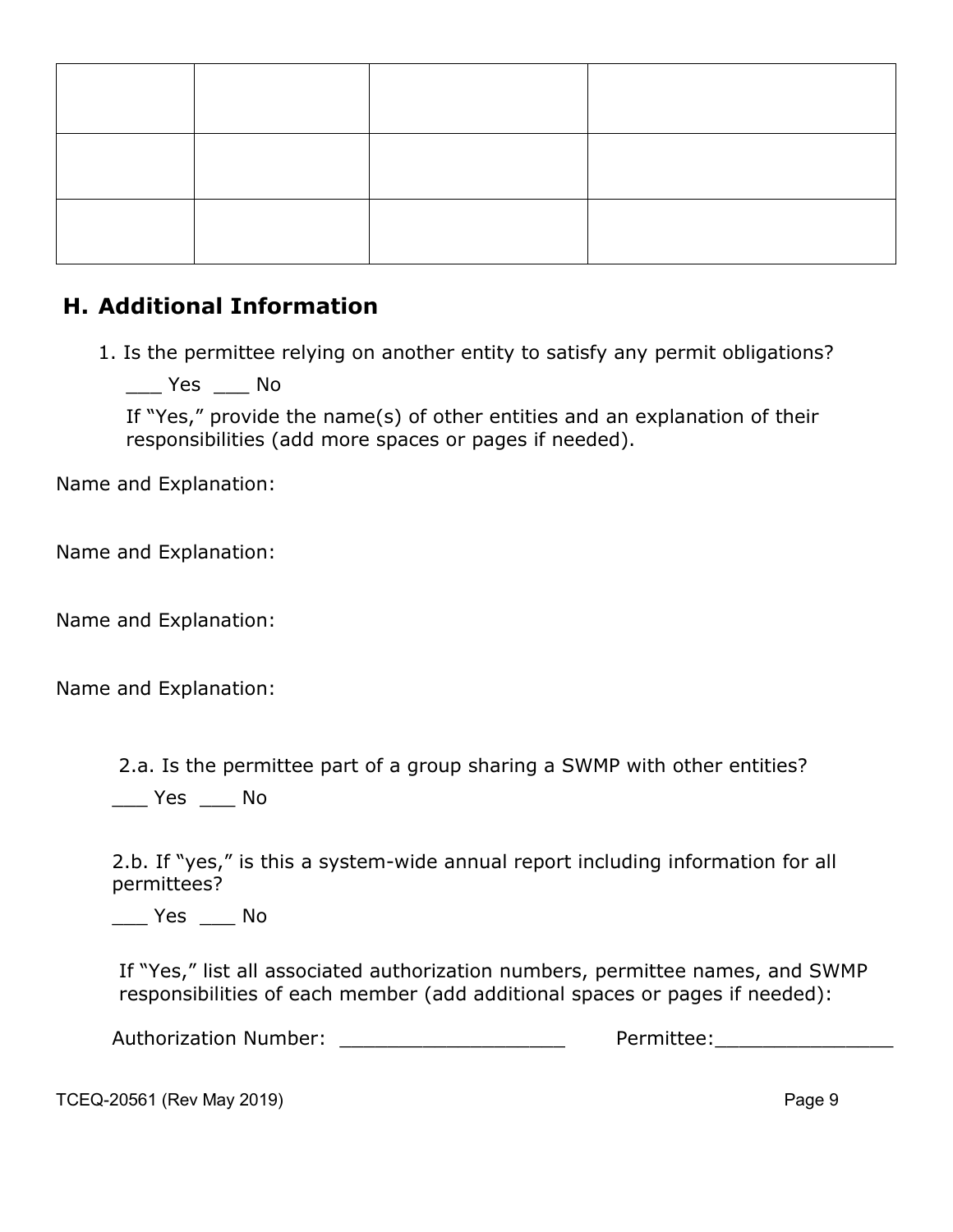| | | | |
|---|---|---|---|
| | | | |
| | | | |
| | | | |

## H. Additional Information

1. Is the permittee relying on another entity to satisfy any permit obligations?

   ___ Yes ___ No

   If "Yes," provide the name(s) of other entities and an explanation of their responsibilities (add more spaces or pages if needed).

Name and Explanation:

Name and Explanation:

Name and Explanation:

Name and Explanation:

2.a. Is the permittee part of a group sharing a SWMP with other entities?

___ Yes ___ No

2.b. If "yes," is this a system-wide annual report including information for all permittees?

___ Yes ___ No

If "Yes," list all associated authorization numbers, permittee names, and SWMP responsibilities of each member (add additional spaces or pages if needed):

Authorization Number: ___________________ Permittee:_______________

TCEQ-20561 (Rev May 2019)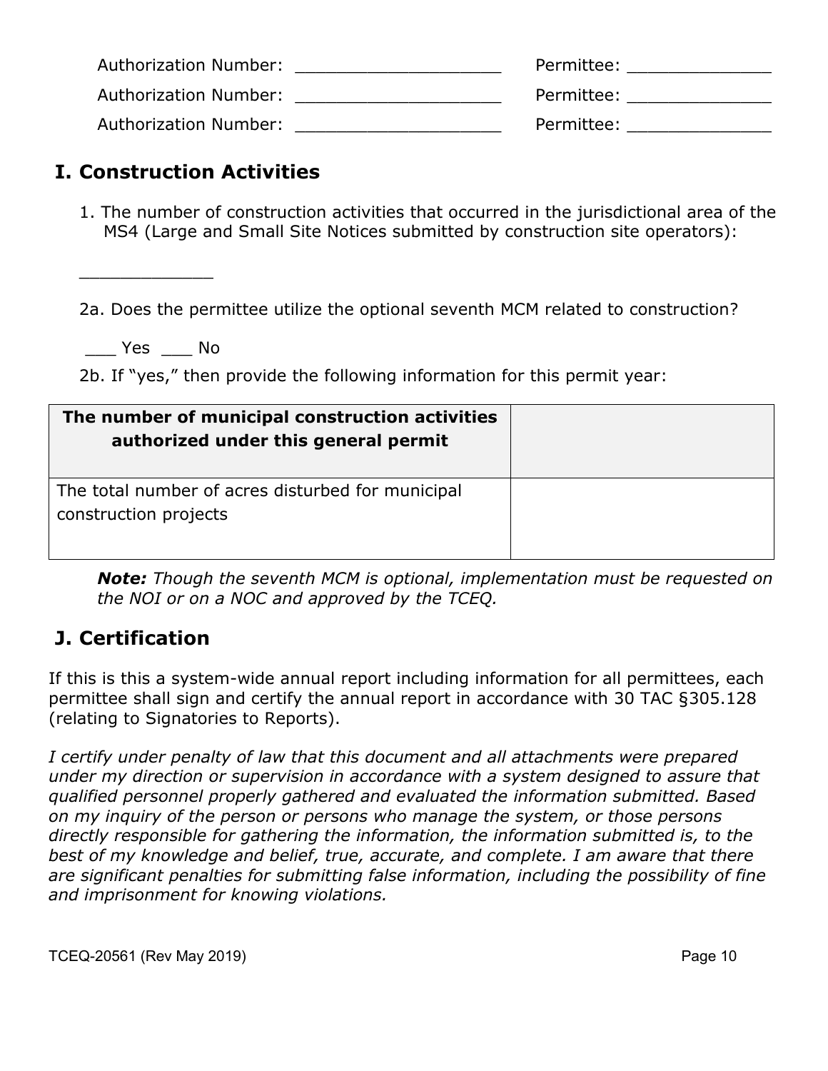Authorization Number: ____________________ Permittee: ______________

Authorization Number: ____________________ Permittee: ______________

Authorization Number: ____________________ Permittee: ______________

## I. Construction Activities

1. The number of construction activities that occurred in the jurisdictional area of the MS4 (Large and Small Site Notices submitted by construction site operators):

_____________

2a. Does the permittee utilize the optional seventh MCM related to construction?

___ Yes ___ No

2b. If "yes," then provide the following information for this permit year:

| **The number of municipal construction activities authorized under this general permit** | |
|---|---|
| The total number of acres disturbed for municipal construction projects | |

***Note:*** *Though the seventh MCM is optional, implementation must be requested on the NOI or on a NOC and approved by the TCEQ.*

## J. Certification

If this is this a system-wide annual report including information for all permittees, each permittee shall sign and certify the annual report in accordance with 30 TAC §305.128 (relating to Signatories to Reports).

*I certify under penalty of law that this document and all attachments were prepared under my direction or supervision in accordance with a system designed to assure that qualified personnel properly gathered and evaluated the information submitted. Based on my inquiry of the person or persons who manage the system, or those persons directly responsible for gathering the information, the information submitted is, to the best of my knowledge and belief, true, accurate, and complete. I am aware that there are significant penalties for submitting false information, including the possibility of fine and imprisonment for knowing violations.*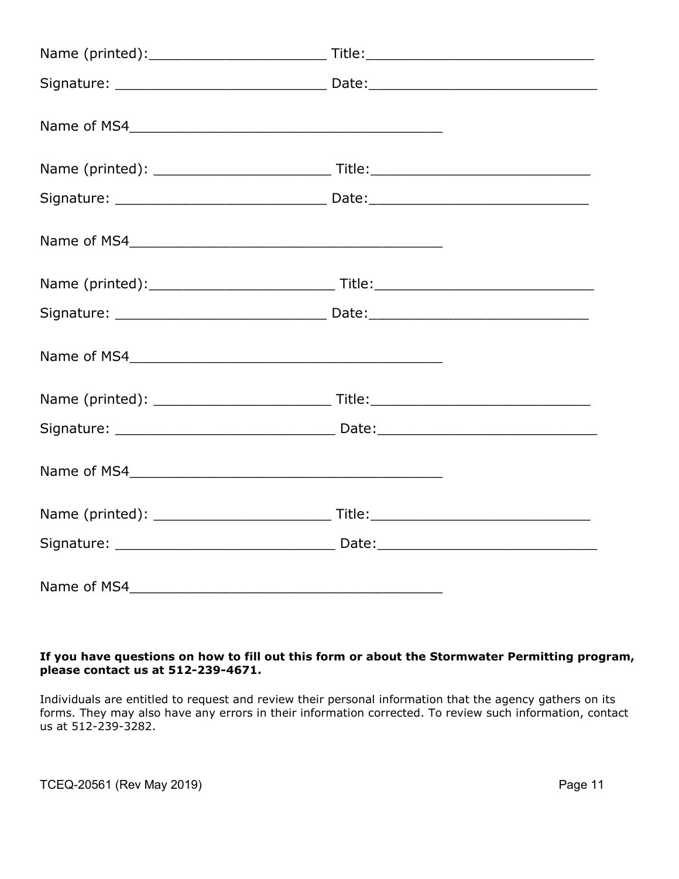Name (printed):_____________________ Title:__________________________

Signature: ________________________ Date:__________________________

Name of MS4____________________________________

Name (printed): _____________________ Title:_________________________

Signature: ________________________ Date:_________________________

Name of MS4____________________________________

Name (printed):______________________ Title:_________________________

Signature: ________________________ Date:_________________________

Name of MS4____________________________________

Name (printed): _____________________ Title:_________________________

Signature: __________________________ Date:__________________________

Name of MS4____________________________________

Name (printed): _____________________ Title:_________________________

Signature: __________________________ Date:__________________________

Name of MS4____________________________________

**If you have questions on how to fill out this form or about the Stormwater Permitting program, please contact us at 512-239-4671.**

Individuals are entitled to request and review their personal information that the agency gathers on its forms. They may also have any errors in their information corrected. To review such information, contact us at 512-239-3282.

TCEQ-20561 (Rev May 2019)